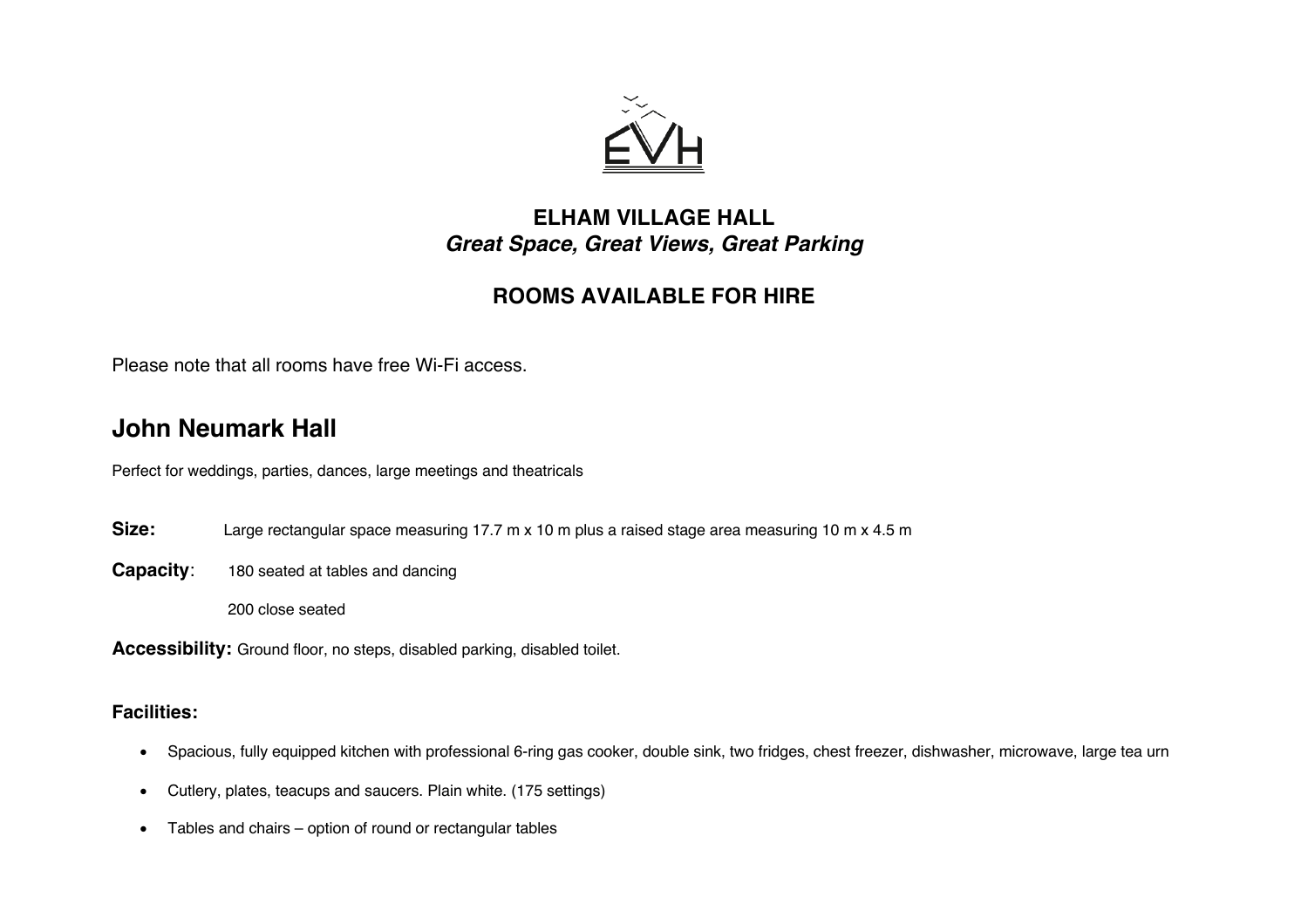EVH

# ELHAM VILLAGE HALL

***Great Space, Great Views, Great Parking***

## ROOMS AVAILABLE FOR HIRE

Please note that all rooms have free Wi-Fi access.

## John Neumark Hall

Perfect for weddings, parties, dances, large meetings and theatricals

**Size:** Large rectangular space measuring 17.7 m x 10 m plus a raised stage area measuring 10 m x 4.5 m

**Capacity**: 180 seated at tables and dancing

200 close seated

**Accessibility:** Ground floor, no steps, disabled parking, disabled toilet.

### Facilities:

- Spacious, fully equipped kitchen with professional 6-ring gas cooker, double sink, two fridges, chest freezer, dishwasher, microwave, large tea urn
- Cutlery, plates, teacups and saucers. Plain white. (175 settings)
- Tables and chairs – option of round or rectangular tables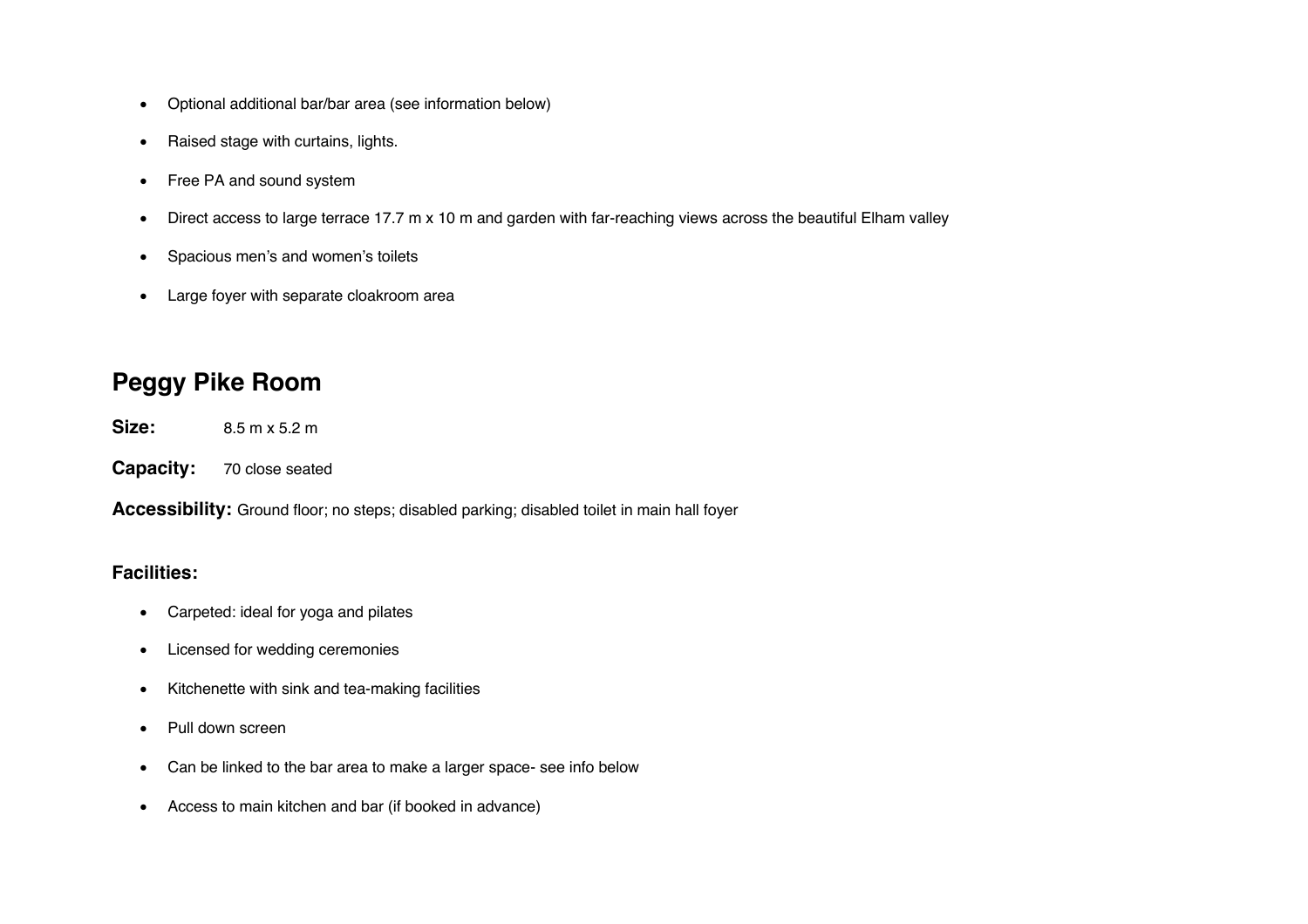- Optional additional bar/bar area (see information below)
- Raised stage with curtains, lights.
- Free PA and sound system
- Direct access to large terrace 17.7 m x 10 m and garden with far-reaching views across the beautiful Elham valley
- Spacious men's and women's toilets
- Large foyer with separate cloakroom area

## Peggy Pike Room

**Size:** 8.5 m x 5.2 m

**Capacity:** 70 close seated

**Accessibility:** Ground floor; no steps; disabled parking; disabled toilet in main hall foyer

### Facilities:

- Carpeted: ideal for yoga and pilates
- Licensed for wedding ceremonies
- Kitchenette with sink and tea-making facilities
- Pull down screen
- Can be linked to the bar area to make a larger space- see info below
- Access to main kitchen and bar (if booked in advance)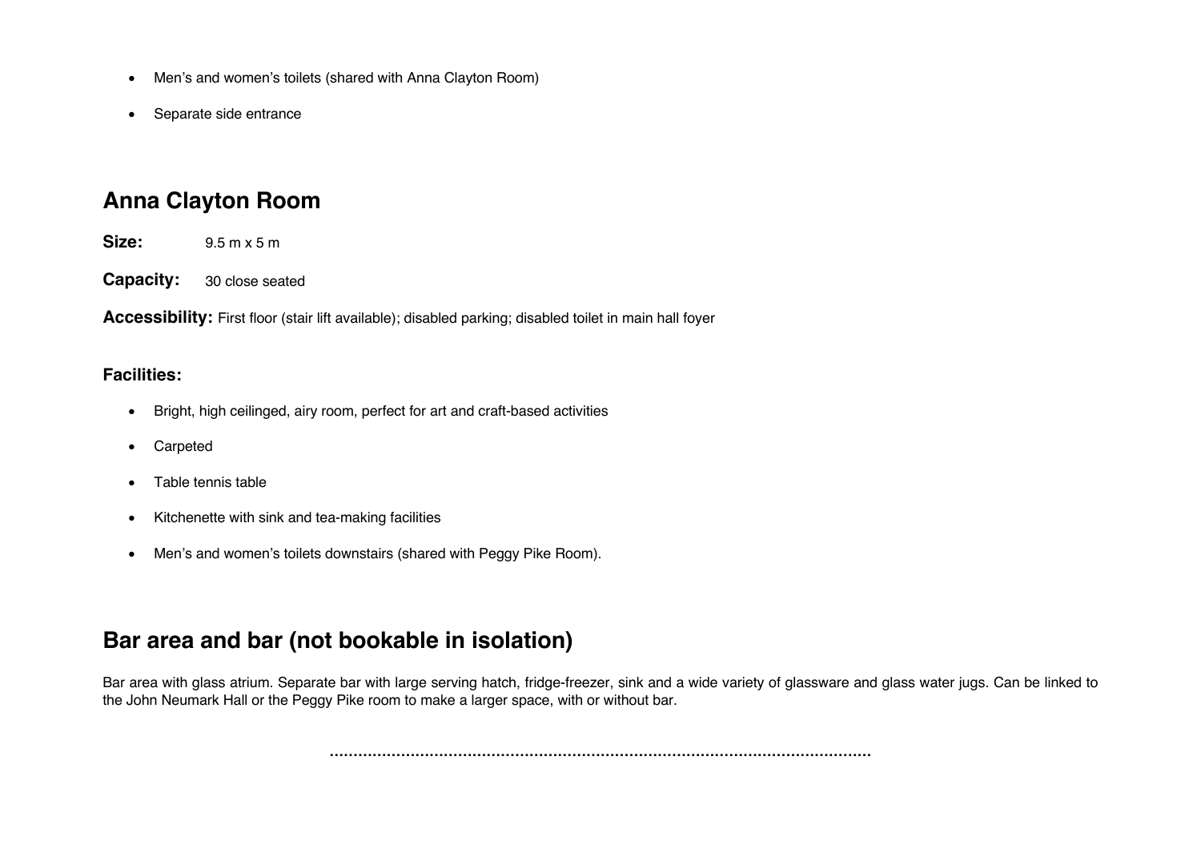- Men's and women's toilets (shared with Anna Clayton Room)
- Separate side entrance

## Anna Clayton Room

**Size:** 9.5 m x 5 m

**Capacity:** 30 close seated

**Accessibility:** First floor (stair lift available); disabled parking; disabled toilet in main hall foyer

**Facilities:**

- Bright, high ceilinged, airy room, perfect for art and craft-based activities
- Carpeted
- Table tennis table
- Kitchenette with sink and tea-making facilities
- Men's and women's toilets downstairs (shared with Peggy Pike Room).

## Bar area and bar (not bookable in isolation)

Bar area with glass atrium. Separate bar with large serving hatch, fridge-freezer, sink and a wide variety of glassware and glass water jugs. Can be linked to the John Neumark Hall or the Peggy Pike room to make a larger space, with or without bar.

.......................................................................................................................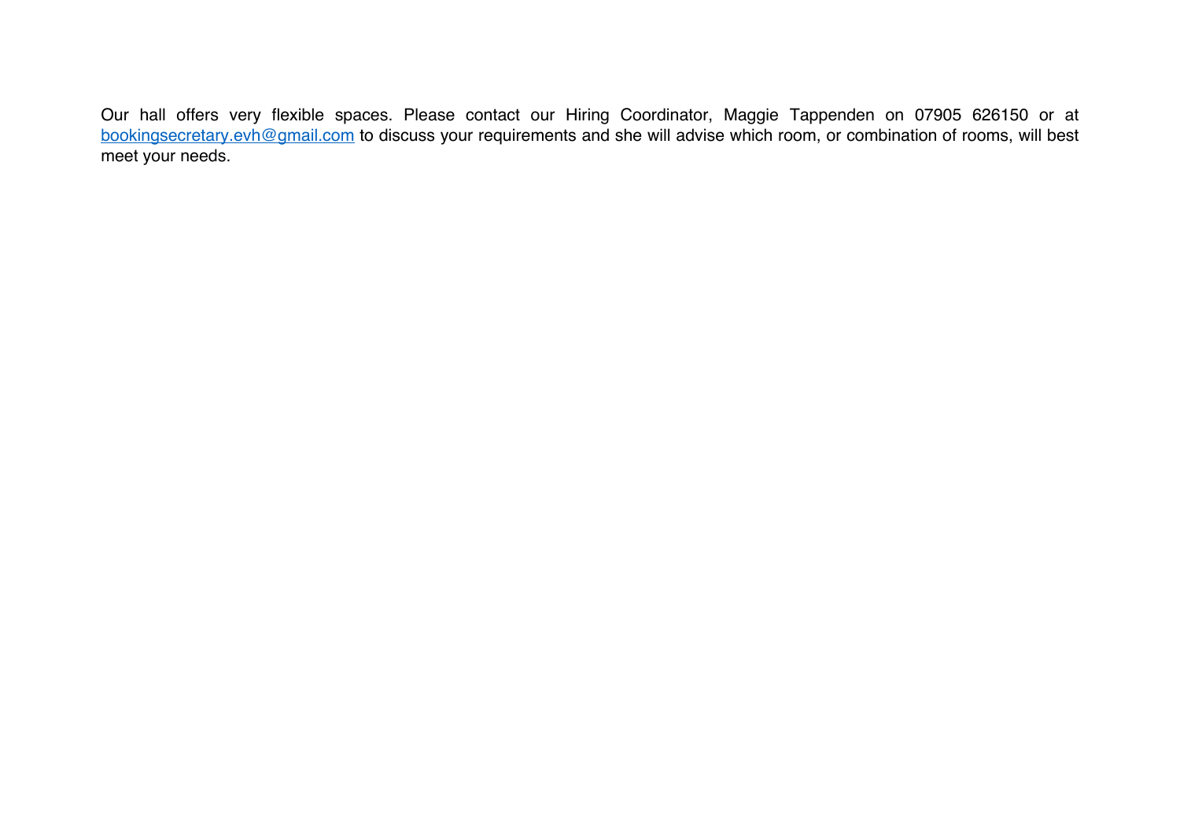Our hall offers very flexible spaces. Please contact our Hiring Coordinator, Maggie Tappenden on 07905 626150 or at bookingsecretary.evh@gmail.com to discuss your requirements and she will advise which room, or combination of rooms, will best meet your needs.